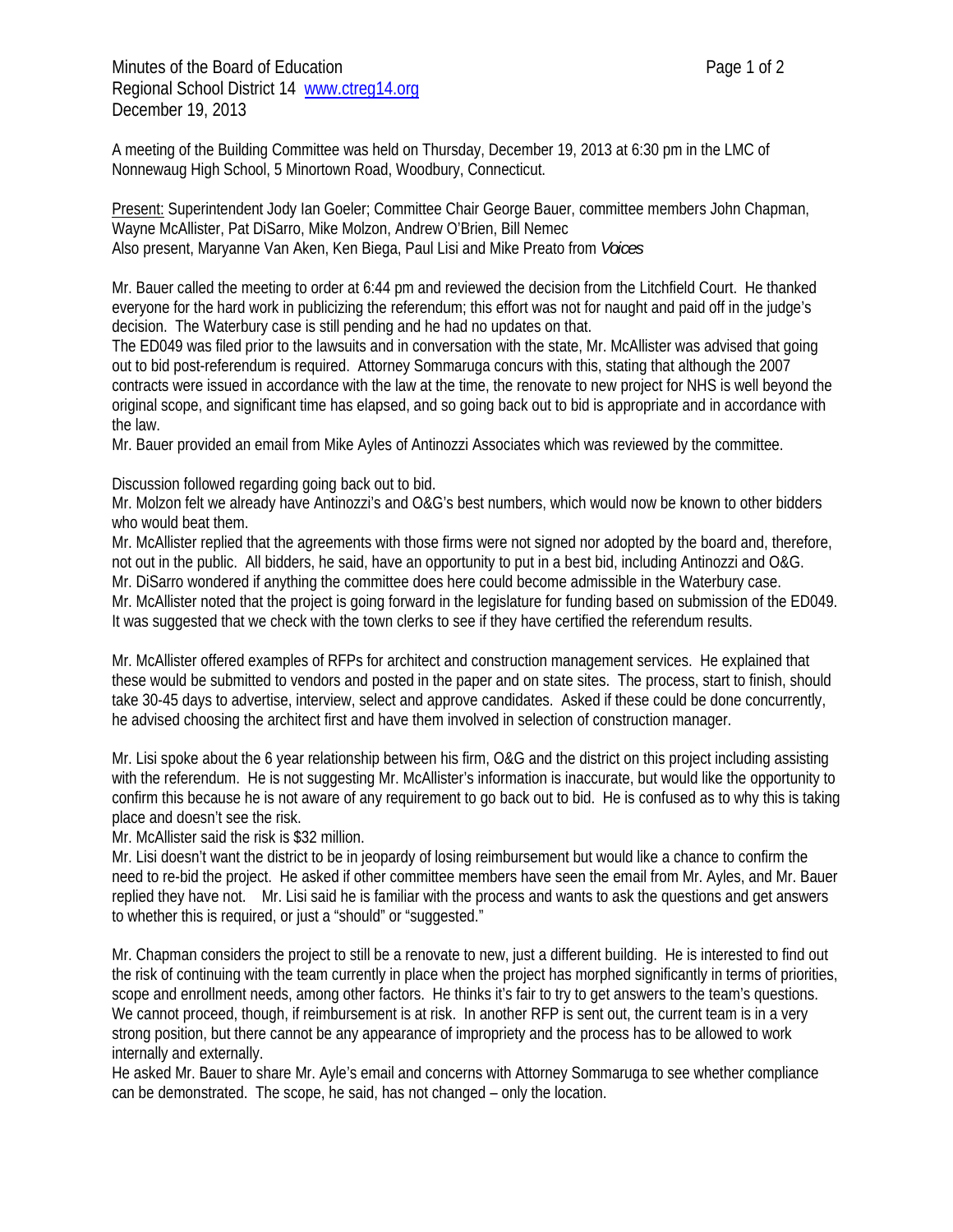Minutes of the Board of Education
Regional School District 14 www.ctreg14.org
December 19, 2013

A meeting of the Building Committee was held on Thursday, December 19, 2013 at 6:30 pm in the LMC of Nonnewaug High School, 5 Minortown Road, Woodbury, Connecticut.

Present: Superintendent Jody Ian Goeler; Committee Chair George Bauer, committee members John Chapman, Wayne McAllister, Pat DiSarro, Mike Molzon, Andrew O'Brien, Bill Nemec
Also present, Maryanne Van Aken, Ken Biega, Paul Lisi and Mike Preato from *Voices*

Mr. Bauer called the meeting to order at 6:44 pm and reviewed the decision from the Litchfield Court. He thanked everyone for the hard work in publicizing the referendum; this effort was not for naught and paid off in the judge's decision. The Waterbury case is still pending and he had no updates on that.
The ED049 was filed prior to the lawsuits and in conversation with the state, Mr. McAllister was advised that going out to bid post-referendum is required. Attorney Sommaruga concurs with this, stating that although the 2007 contracts were issued in accordance with the law at the time, the renovate to new project for NHS is well beyond the original scope, and significant time has elapsed, and so going back out to bid is appropriate and in accordance with the law.
Mr. Bauer provided an email from Mike Ayles of Antinozzi Associates which was reviewed by the committee.

Discussion followed regarding going back out to bid.
Mr. Molzon felt we already have Antinozzi's and O&G's best numbers, which would now be known to other bidders who would beat them.
Mr. McAllister replied that the agreements with those firms were not signed nor adopted by the board and, therefore, not out in the public. All bidders, he said, have an opportunity to put in a best bid, including Antinozzi and O&G.
Mr. DiSarro wondered if anything the committee does here could become admissible in the Waterbury case.
Mr. McAllister noted that the project is going forward in the legislature for funding based on submission of the ED049.
It was suggested that we check with the town clerks to see if they have certified the referendum results.

Mr. McAllister offered examples of RFPs for architect and construction management services. He explained that these would be submitted to vendors and posted in the paper and on state sites. The process, start to finish, should take 30-45 days to advertise, interview, select and approve candidates. Asked if these could be done concurrently, he advised choosing the architect first and have them involved in selection of construction manager.

Mr. Lisi spoke about the 6 year relationship between his firm, O&G and the district on this project including assisting with the referendum. He is not suggesting Mr. McAllister's information is inaccurate, but would like the opportunity to confirm this because he is not aware of any requirement to go back out to bid. He is confused as to why this is taking place and doesn't see the risk.
Mr. McAllister said the risk is $32 million.
Mr. Lisi doesn't want the district to be in jeopardy of losing reimbursement but would like a chance to confirm the need to re-bid the project. He asked if other committee members have seen the email from Mr. Ayles, and Mr. Bauer replied they have not. Mr. Lisi said he is familiar with the process and wants to ask the questions and get answers to whether this is required, or just a "should" or "suggested."

Mr. Chapman considers the project to still be a renovate to new, just a different building. He is interested to find out the risk of continuing with the team currently in place when the project has morphed significantly in terms of priorities, scope and enrollment needs, among other factors. He thinks it's fair to try to get answers to the team's questions. We cannot proceed, though, if reimbursement is at risk. In another RFP is sent out, the current team is in a very strong position, but there cannot be any appearance of impropriety and the process has to be allowed to work internally and externally.
He asked Mr. Bauer to share Mr. Ayle's email and concerns with Attorney Sommaruga to see whether compliance can be demonstrated. The scope, he said, has not changed – only the location.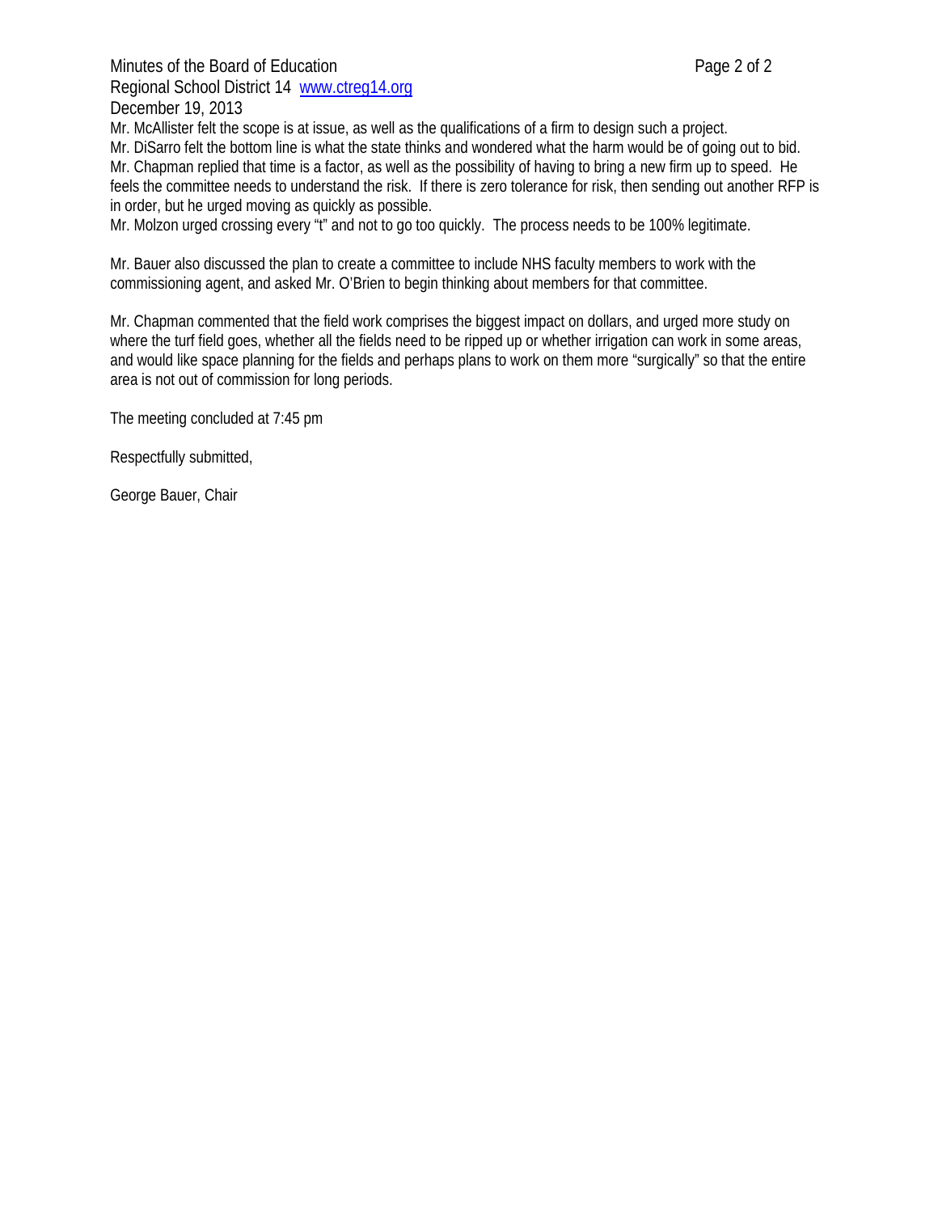Mr. McAllister felt the scope is at issue, as well as the qualifications of a firm to design such a project.
Mr. DiSarro felt the bottom line is what the state thinks and wondered what the harm would be of going out to bid.
Mr. Chapman replied that time is a factor, as well as the possibility of having to bring a new firm up to speed. He feels the committee needs to understand the risk. If there is zero tolerance for risk, then sending out another RFP is in order, but he urged moving as quickly as possible.
Mr. Molzon urged crossing every "t" and not to go too quickly. The process needs to be 100% legitimate.

Mr. Bauer also discussed the plan to create a committee to include NHS faculty members to work with the commissioning agent, and asked Mr. O'Brien to begin thinking about members for that committee.

Mr. Chapman commented that the field work comprises the biggest impact on dollars, and urged more study on where the turf field goes, whether all the fields need to be ripped up or whether irrigation can work in some areas, and would like space planning for the fields and perhaps plans to work on them more "surgically" so that the entire area is not out of commission for long periods.

The meeting concluded at 7:45 pm

Respectfully submitted,

George Bauer, Chair